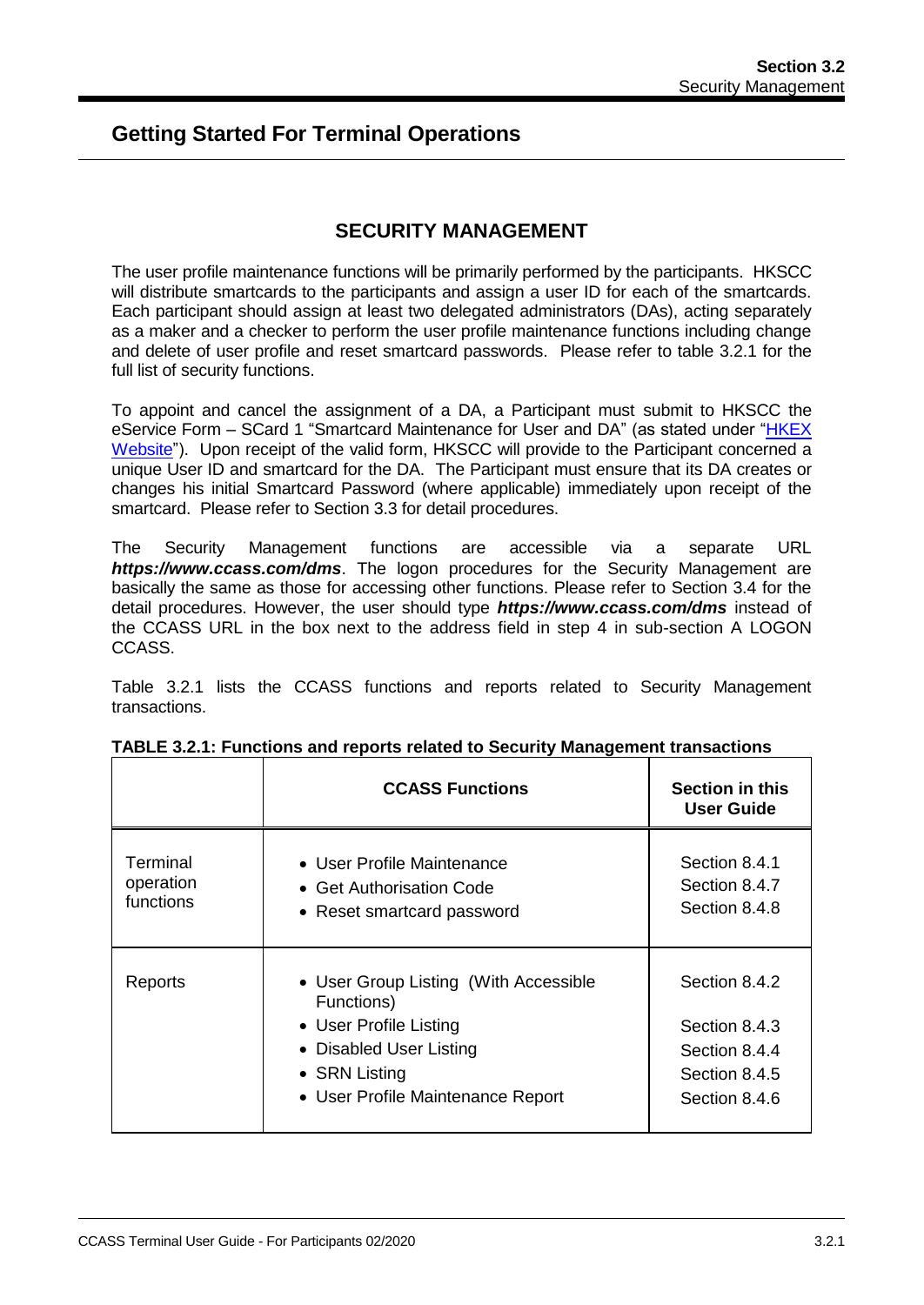# Getting Started For Terminal Operations

## SECURITY MANAGEMENT

The user profile maintenance functions will be primarily performed by the participants. HKSCC will distribute smartcards to the participants and assign a user ID for each of the smartcards. Each participant should assign at least two delegated administrators (DAs), acting separately as a maker and a checker to perform the user profile maintenance functions including change and delete of user profile and reset smartcard passwords. Please refer to table 3.2.1 for the full list of security functions.

To appoint and cancel the assignment of a DA, a Participant must submit to HKSCC the eService Form – SCard 1 "Smartcard Maintenance for User and DA" (as stated under "HKEX Website"). Upon receipt of the valid form, HKSCC will provide to the Participant concerned a unique User ID and smartcard for the DA. The Participant must ensure that its DA creates or changes his initial Smartcard Password (where applicable) immediately upon receipt of the smartcard. Please refer to Section 3.3 for detail procedures.

The Security Management functions are accessible via a separate URL ***https://www.ccass.com/dms***. The logon procedures for the Security Management are basically the same as those for accessing other functions. Please refer to Section 3.4 for the detail procedures. However, the user should type ***https://www.ccass.com/dms*** instead of the CCASS URL in the box next to the address field in step 4 in sub-section A LOGON CCASS.

Table 3.2.1 lists the CCASS functions and reports related to Security Management transactions.

**TABLE 3.2.1: Functions and reports related to Security Management transactions**

| | CCASS Functions | Section in this User Guide |
|---|---|---|
| Terminal operation functions | • User Profile Maintenance<br>• Get Authorisation Code<br>• Reset smartcard password | Section 8.4.1<br>Section 8.4.7<br>Section 8.4.8 |
| Reports | • User Group Listing (With Accessible Functions)<br>• User Profile Listing<br>• Disabled User Listing<br>• SRN Listing<br>• User Profile Maintenance Report | Section 8.4.2<br>Section 8.4.3<br>Section 8.4.4<br>Section 8.4.5<br>Section 8.4.6 |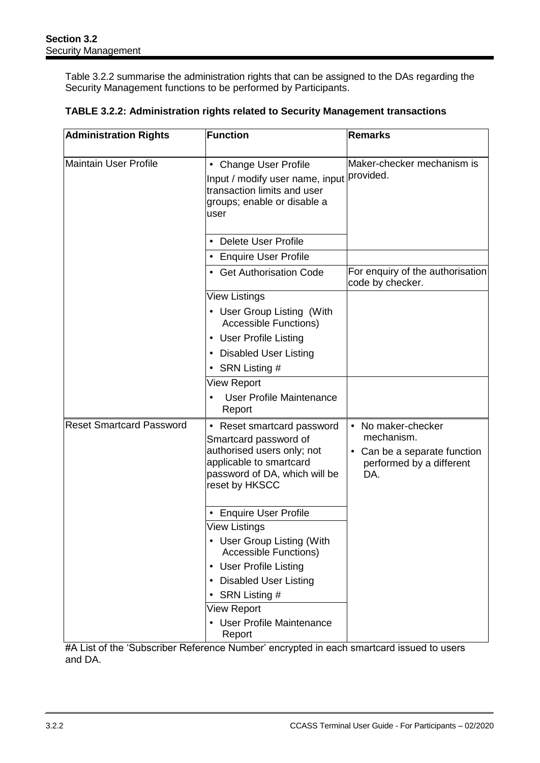Table 3.2.2 summarise the administration rights that can be assigned to the DAs regarding the Security Management functions to be performed by Participants.

**TABLE 3.2.2: Administration rights related to Security Management transactions**

| Administration Rights | Function | Remarks |
|---|---|---|
| Maintain User Profile | • Change User Profile<br>Input / modify user name, input transaction limits and user groups; enable or disable a user | Maker-checker mechanism is provided. |
| | • Delete User Profile | |
| | • Enquire User Profile | |
| | • Get Authorisation Code | For enquiry of the authorisation code by checker. |
| | View Listings<br>• User Group Listing (With Accessible Functions)<br>• User Profile Listing<br>• Disabled User Listing<br>• SRN Listing # | |
| | View Report<br>• User Profile Maintenance Report | |
| Reset Smartcard Password | • Reset smartcard password<br>Smartcard password of authorised users only; not applicable to smartcard password of DA, which will be reset by HKSCC | • No maker-checker mechanism.<br>• Can be a separate function performed by a different DA. |
| | • Enquire User Profile | |
| | View Listings<br>• User Group Listing (With Accessible Functions)<br>• User Profile Listing<br>• Disabled User Listing<br>• SRN Listing # | |
| | View Report<br>• User Profile Maintenance Report | |

#A List of the 'Subscriber Reference Number' encrypted in each smartcard issued to users and DA.